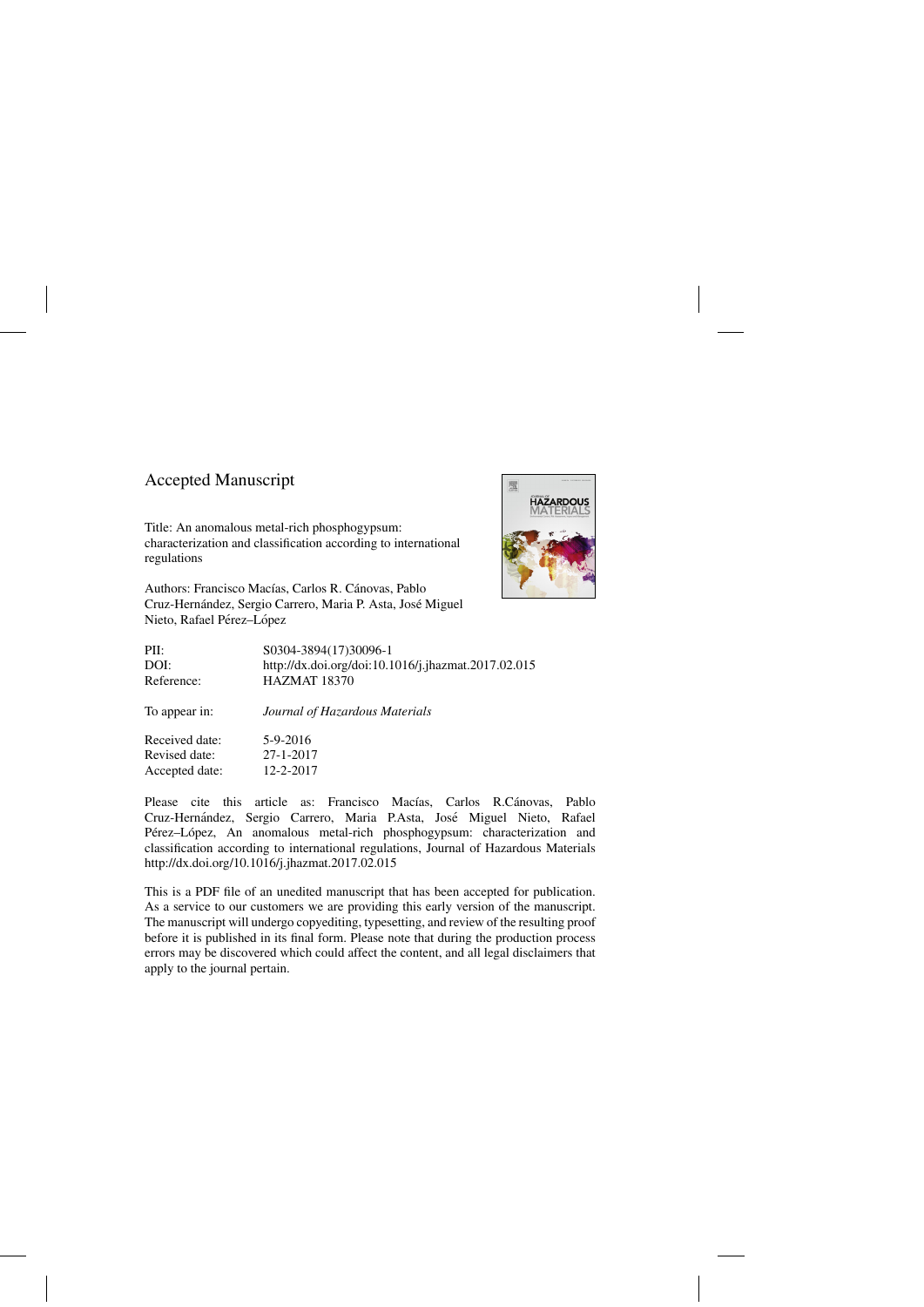# Accepted Manuscript

Title: An anomalous metal-rich phosphogypsum: characterization and classification according to international regulations

Authors: Francisco Macías, Carlos R. Cánovas, Pablo Cruz-Hernández, Sergio Carrero, Maria P. Asta, José Miguel Nieto, Rafael Pérez–López

| | |
|---|---|
| PII: | S0304-3894(17)30096-1 |
| DOI: | http://dx.doi.org/doi:10.1016/j.jhazmat.2017.02.015 |
| Reference: | HAZMAT 18370 |
| To appear in: | *Journal of Hazardous Materials* |
| Received date: | 5-9-2016 |
| Revised date: | 27-1-2017 |
| Accepted date: | 12-2-2017 |

Please cite this article as: Francisco Macías, Carlos R.Cánovas, Pablo Cruz-Hernández, Sergio Carrero, Maria P.Asta, José Miguel Nieto, Rafael Pérez–López, An anomalous metal-rich phosphogypsum: characterization and classification according to international regulations, Journal of Hazardous Materials http://dx.doi.org/10.1016/j.jhazmat.2017.02.015

This is a PDF file of an unedited manuscript that has been accepted for publication. As a service to our customers we are providing this early version of the manuscript. The manuscript will undergo copyediting, typesetting, and review of the resulting proof before it is published in its final form. Please note that during the production process errors may be discovered which could affect the content, and all legal disclaimers that apply to the journal pertain.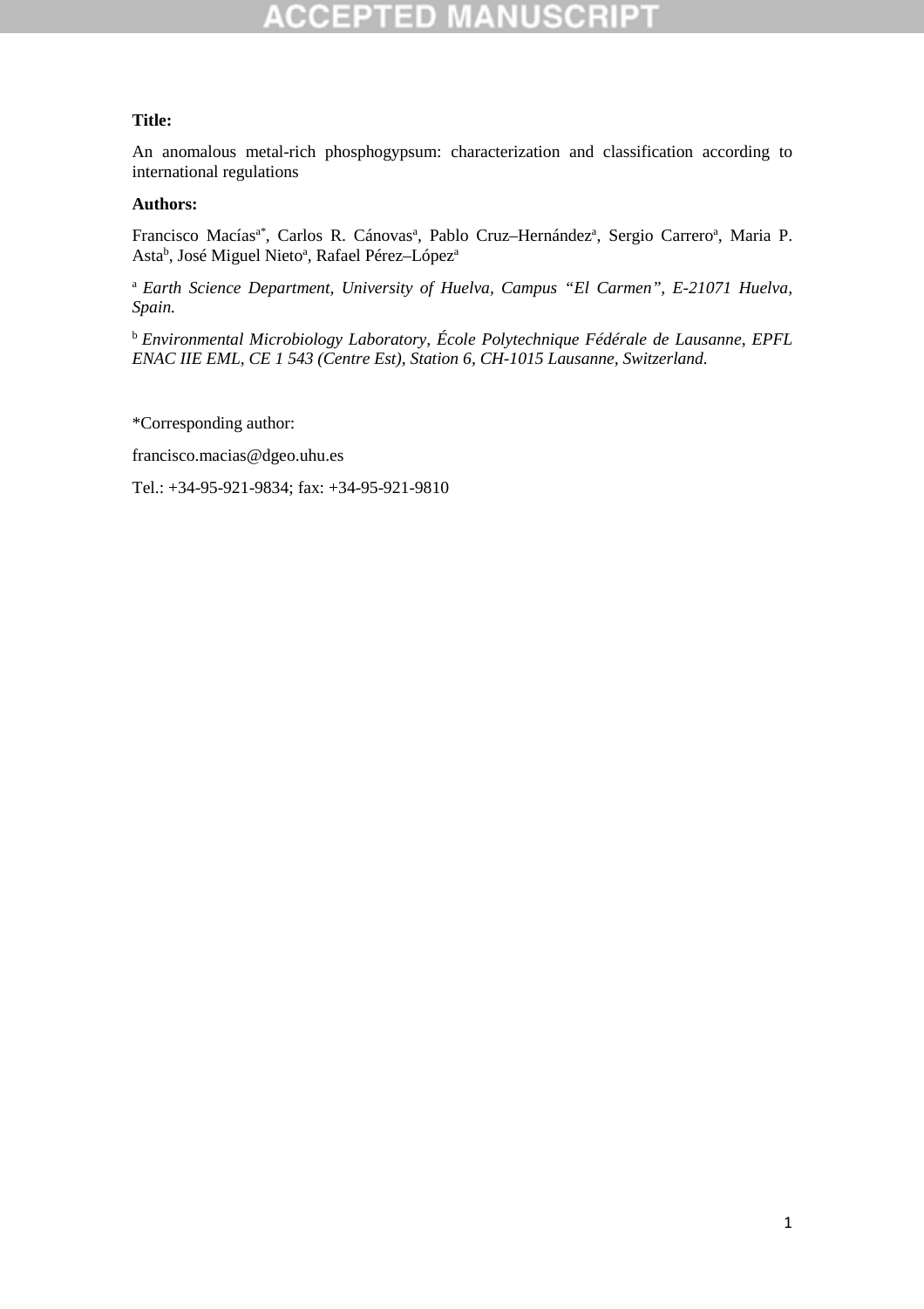**Title:**

An anomalous metal-rich phosphogypsum: characterization and classification according to international regulations

**Authors:**

Francisco Macías[a*], Carlos R. Cánovas[a], Pablo Cruz–Hernández[a], Sergio Carrero[a], Maria P. Asta[b], José Miguel Nieto[a], Rafael Pérez–López[a]

[a] *Earth Science Department, University of Huelva, Campus "El Carmen", E-21071 Huelva, Spain.*

[b] *Environmental Microbiology Laboratory, École Polytechnique Fédérale de Lausanne, EPFL ENAC IIE EML, CE 1 543 (Centre Est), Station 6, CH-1015 Lausanne, Switzerland.*

*Corresponding author:

francisco.macias@dgeo.uhu.es

Tel.: +34-95-921-9834; fax: +34-95-921-9810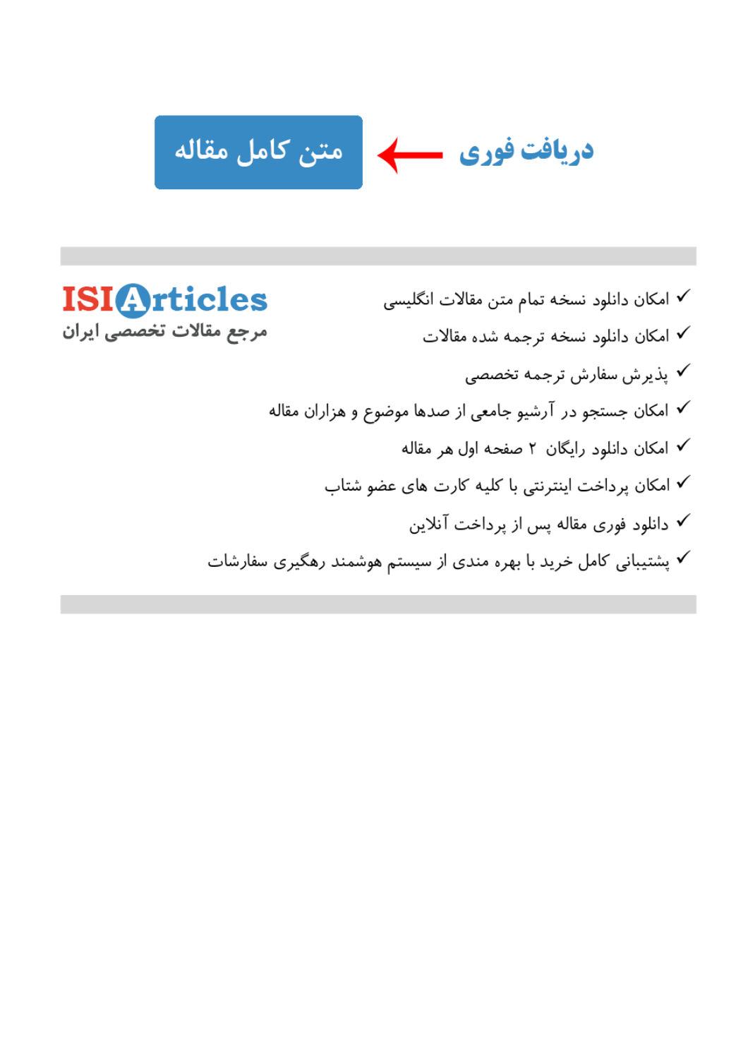دریافت فوری ← **متن کامل مقاله**

**ISIArticles**
مرجع مقالات تخصصی ایران

- ✓ امکان دانلود نسخه تمام متن مقالات انگلیسی
- ✓ امکان دانلود نسخه ترجمه شده مقالات
- ✓ پذیرش سفارش ترجمه تخصصی
- ✓ امکان جستجو در آرشیو جامعی از صدها موضوع و هزاران مقاله
- ✓ امکان دانلود رایگان ۲ صفحه اول هر مقاله
- ✓ امکان پرداخت اینترنتی با کلیه کارت های عضو شتاب
- ✓ دانلود فوری مقاله پس از پرداخت آنلاین
- ✓ پشتیبانی کامل خرید با بهره مندی از سیستم هوشمند رهگیری سفارشات